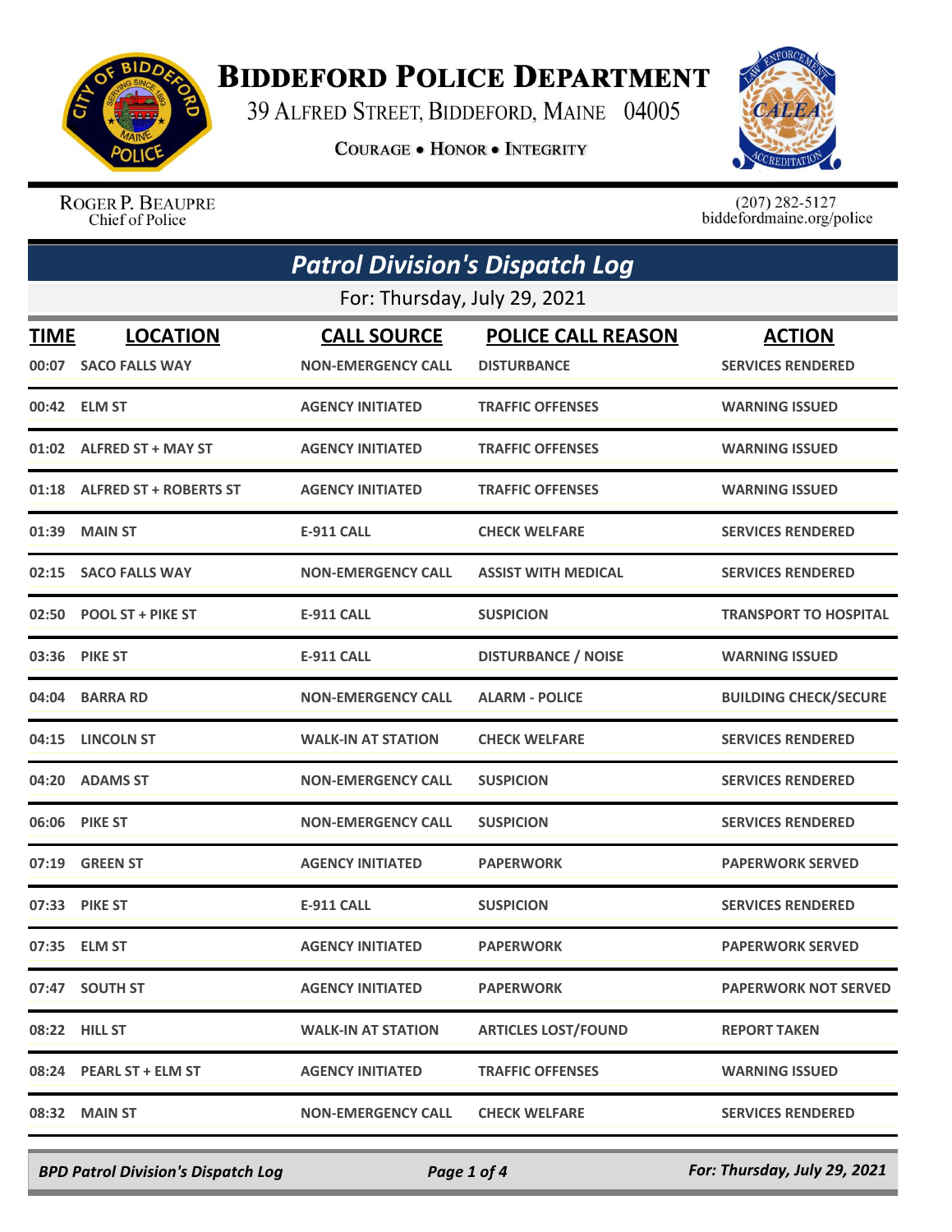# BIDDEFORD POLICE DEPARTMENT

39 ALFRED STREET, BIDDEFORD, MAINE 04005

COURAGE • HONOR • INTEGRITY

ROGER P. BEAUPRE
Chief of Police

(207) 282-5127
biddefordmaine.org/police

## *Patrol Division's Dispatch Log*

For: Thursday, July 29, 2021

| TIME | LOCATION | CALL SOURCE | POLICE CALL REASON | ACTION |
|---|---|---|---|---|
| 00:07 | SACO FALLS WAY | NON-EMERGENCY CALL | DISTURBANCE | SERVICES RENDERED |
| 00:42 | ELM ST | AGENCY INITIATED | TRAFFIC OFFENSES | WARNING ISSUED |
| 01:02 | ALFRED ST + MAY ST | AGENCY INITIATED | TRAFFIC OFFENSES | WARNING ISSUED |
| 01:18 | ALFRED ST + ROBERTS ST | AGENCY INITIATED | TRAFFIC OFFENSES | WARNING ISSUED |
| 01:39 | MAIN ST | E-911 CALL | CHECK WELFARE | SERVICES RENDERED |
| 02:15 | SACO FALLS WAY | NON-EMERGENCY CALL | ASSIST WITH MEDICAL | SERVICES RENDERED |
| 02:50 | POOL ST + PIKE ST | E-911 CALL | SUSPICION | TRANSPORT TO HOSPITAL |
| 03:36 | PIKE ST | E-911 CALL | DISTURBANCE / NOISE | WARNING ISSUED |
| 04:04 | BARRA RD | NON-EMERGENCY CALL | ALARM - POLICE | BUILDING CHECK/SECURE |
| 04:15 | LINCOLN ST | WALK-IN AT STATION | CHECK WELFARE | SERVICES RENDERED |
| 04:20 | ADAMS ST | NON-EMERGENCY CALL | SUSPICION | SERVICES RENDERED |
| 06:06 | PIKE ST | NON-EMERGENCY CALL | SUSPICION | SERVICES RENDERED |
| 07:19 | GREEN ST | AGENCY INITIATED | PAPERWORK | PAPERWORK SERVED |
| 07:33 | PIKE ST | E-911 CALL | SUSPICION | SERVICES RENDERED |
| 07:35 | ELM ST | AGENCY INITIATED | PAPERWORK | PAPERWORK SERVED |
| 07:47 | SOUTH ST | AGENCY INITIATED | PAPERWORK | PAPERWORK NOT SERVED |
| 08:22 | HILL ST | WALK-IN AT STATION | ARTICLES LOST/FOUND | REPORT TAKEN |
| 08:24 | PEARL ST + ELM ST | AGENCY INITIATED | TRAFFIC OFFENSES | WARNING ISSUED |
| 08:32 | MAIN ST | NON-EMERGENCY CALL | CHECK WELFARE | SERVICES RENDERED |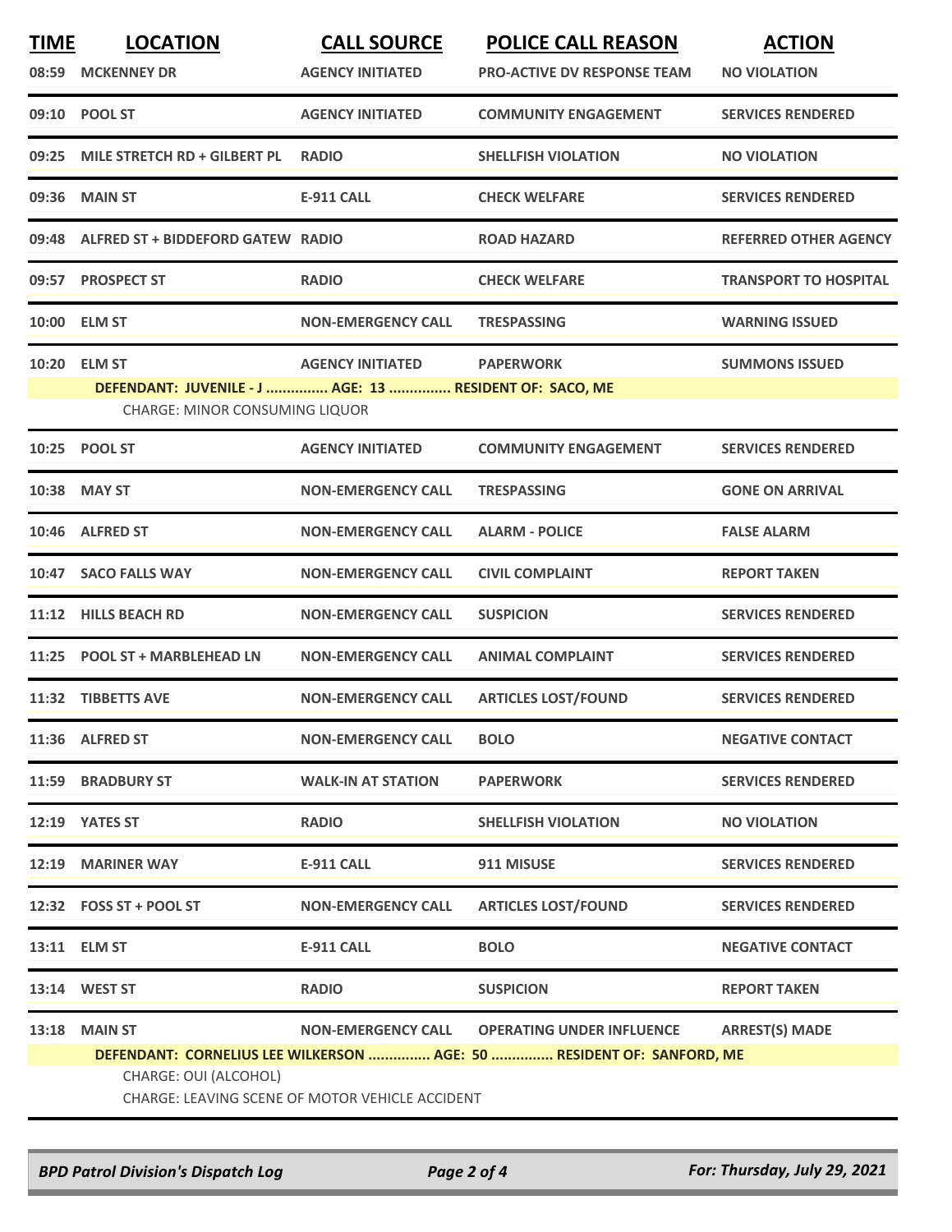| TIME | LOCATION | CALL SOURCE | POLICE CALL REASON | ACTION |
|---|---|---|---|---|
| 08:59 | MCKENNEY DR | AGENCY INITIATED | PRO-ACTIVE DV RESPONSE TEAM | NO VIOLATION |
| 09:10 | POOL ST | AGENCY INITIATED | COMMUNITY ENGAGEMENT | SERVICES RENDERED |
| 09:25 | MILE STRETCH RD + GILBERT PL | RADIO | SHELLFISH VIOLATION | NO VIOLATION |
| 09:36 | MAIN ST | E-911 CALL | CHECK WELFARE | SERVICES RENDERED |
| 09:48 | ALFRED ST + BIDDEFORD GATEW | RADIO | ROAD HAZARD | REFERRED OTHER AGENCY |
| 09:57 | PROSPECT ST | RADIO | CHECK WELFARE | TRANSPORT TO HOSPITAL |
| 10:00 | ELM ST | NON-EMERGENCY CALL | TRESPASSING | WARNING ISSUED |
| 10:20 | ELM ST | AGENCY INITIATED | PAPERWORK | SUMMONS ISSUED |
| | DEFENDANT: JUVENILE - J ............... AGE: 13 ............... RESIDENT OF: SACO, ME | | | |
| | CHARGE: MINOR CONSUMING LIQUOR | | | |
| 10:25 | POOL ST | AGENCY INITIATED | COMMUNITY ENGAGEMENT | SERVICES RENDERED |
| 10:38 | MAY ST | NON-EMERGENCY CALL | TRESPASSING | GONE ON ARRIVAL |
| 10:46 | ALFRED ST | NON-EMERGENCY CALL | ALARM - POLICE | FALSE ALARM |
| 10:47 | SACO FALLS WAY | NON-EMERGENCY CALL | CIVIL COMPLAINT | REPORT TAKEN |
| 11:12 | HILLS BEACH RD | NON-EMERGENCY CALL | SUSPICION | SERVICES RENDERED |
| 11:25 | POOL ST + MARBLEHEAD LN | NON-EMERGENCY CALL | ANIMAL COMPLAINT | SERVICES RENDERED |
| 11:32 | TIBBETTS AVE | NON-EMERGENCY CALL | ARTICLES LOST/FOUND | SERVICES RENDERED |
| 11:36 | ALFRED ST | NON-EMERGENCY CALL | BOLO | NEGATIVE CONTACT |
| 11:59 | BRADBURY ST | WALK-IN AT STATION | PAPERWORK | SERVICES RENDERED |
| 12:19 | YATES ST | RADIO | SHELLFISH VIOLATION | NO VIOLATION |
| 12:19 | MARINER WAY | E-911 CALL | 911 MISUSE | SERVICES RENDERED |
| 12:32 | FOSS ST + POOL ST | NON-EMERGENCY CALL | ARTICLES LOST/FOUND | SERVICES RENDERED |
| 13:11 | ELM ST | E-911 CALL | BOLO | NEGATIVE CONTACT |
| 13:14 | WEST ST | RADIO | SUSPICION | REPORT TAKEN |
| 13:18 | MAIN ST | NON-EMERGENCY CALL | OPERATING UNDER INFLUENCE | ARREST(S) MADE |
| | DEFENDANT: CORNELIUS LEE WILKERSON ............... AGE: 50 ............... RESIDENT OF: SANFORD, ME | | | |
| | CHARGE: OUI (ALCOHOL) | | | |
| | CHARGE: LEAVING SCENE OF MOTOR VEHICLE ACCIDENT | | | |

*BPD Patrol Division's Dispatch Log* — *For: Thursday, July 29, 2021*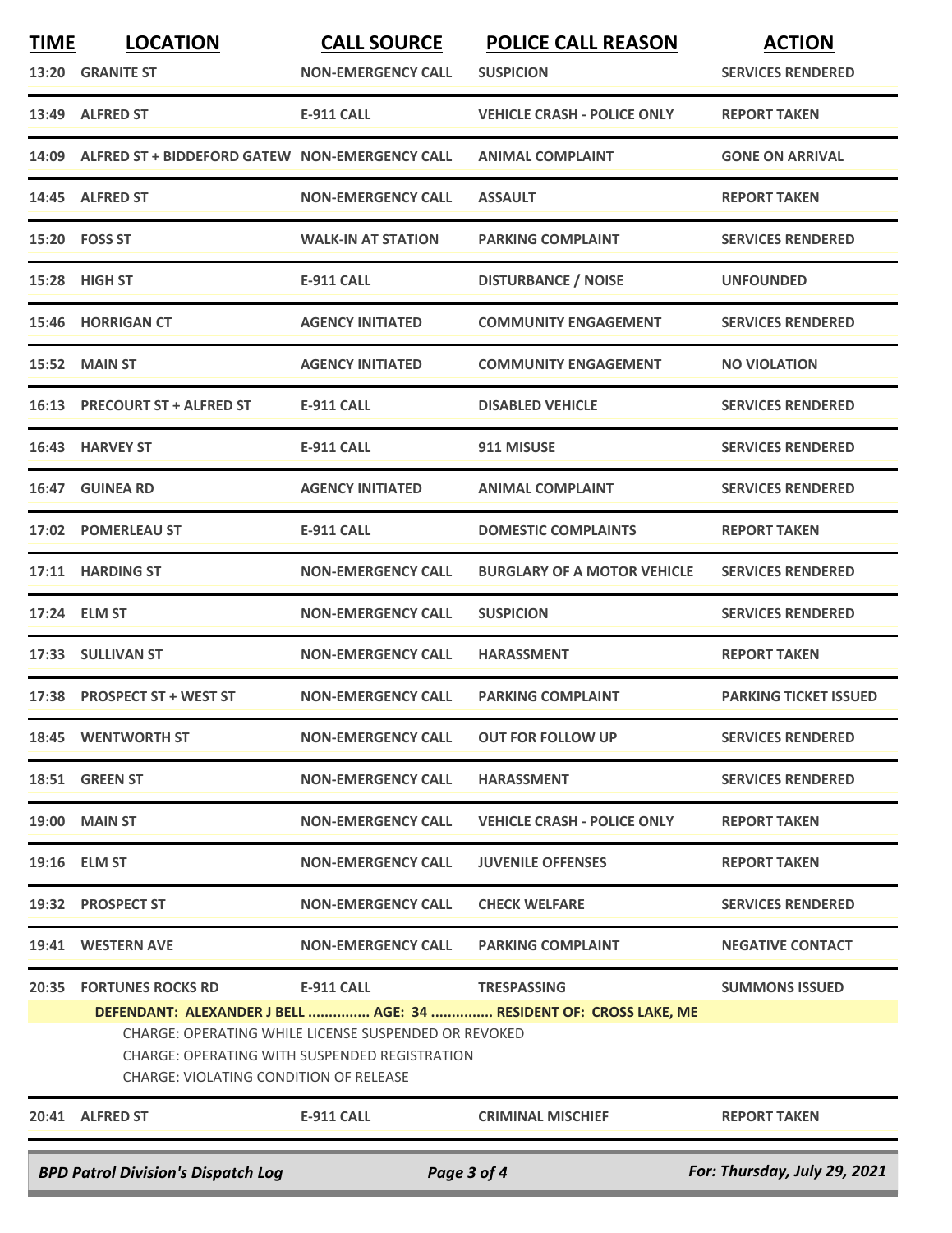| TIME | LOCATION | CALL SOURCE | POLICE CALL REASON | ACTION |
|---|---|---|---|---|
| 13:20 | GRANITE ST | NON-EMERGENCY CALL | SUSPICION | SERVICES RENDERED |
| 13:49 | ALFRED ST | E-911 CALL | VEHICLE CRASH - POLICE ONLY | REPORT TAKEN |
| 14:09 | ALFRED ST + BIDDEFORD GATEW | NON-EMERGENCY CALL | ANIMAL COMPLAINT | GONE ON ARRIVAL |
| 14:45 | ALFRED ST | NON-EMERGENCY CALL | ASSAULT | REPORT TAKEN |
| 15:20 | FOSS ST | WALK-IN AT STATION | PARKING COMPLAINT | SERVICES RENDERED |
| 15:28 | HIGH ST | E-911 CALL | DISTURBANCE / NOISE | UNFOUNDED |
| 15:46 | HORRIGAN CT | AGENCY INITIATED | COMMUNITY ENGAGEMENT | SERVICES RENDERED |
| 15:52 | MAIN ST | AGENCY INITIATED | COMMUNITY ENGAGEMENT | NO VIOLATION |
| 16:13 | PRECOURT ST + ALFRED ST | E-911 CALL | DISABLED VEHICLE | SERVICES RENDERED |
| 16:43 | HARVEY ST | E-911 CALL | 911 MISUSE | SERVICES RENDERED |
| 16:47 | GUINEA RD | AGENCY INITIATED | ANIMAL COMPLAINT | SERVICES RENDERED |
| 17:02 | POMERLEAU ST | E-911 CALL | DOMESTIC COMPLAINTS | REPORT TAKEN |
| 17:11 | HARDING ST | NON-EMERGENCY CALL | BURGLARY OF A MOTOR VEHICLE | SERVICES RENDERED |
| 17:24 | ELM ST | NON-EMERGENCY CALL | SUSPICION | SERVICES RENDERED |
| 17:33 | SULLIVAN ST | NON-EMERGENCY CALL | HARASSMENT | REPORT TAKEN |
| 17:38 | PROSPECT ST + WEST ST | NON-EMERGENCY CALL | PARKING COMPLAINT | PARKING TICKET ISSUED |
| 18:45 | WENTWORTH ST | NON-EMERGENCY CALL | OUT FOR FOLLOW UP | SERVICES RENDERED |
| 18:51 | GREEN ST | NON-EMERGENCY CALL | HARASSMENT | SERVICES RENDERED |
| 19:00 | MAIN ST | NON-EMERGENCY CALL | VEHICLE CRASH - POLICE ONLY | REPORT TAKEN |
| 19:16 | ELM ST | NON-EMERGENCY CALL | JUVENILE OFFENSES | REPORT TAKEN |
| 19:32 | PROSPECT ST | NON-EMERGENCY CALL | CHECK WELFARE | SERVICES RENDERED |
| 19:41 | WESTERN AVE | NON-EMERGENCY CALL | PARKING COMPLAINT | NEGATIVE CONTACT |
| 20:35 | FORTUNES ROCKS RD | E-911 CALL | TRESPASSING | SUMMONS ISSUED |

**DEFENDANT: ALEXANDER J BELL ............... AGE: 34 ............... RESIDENT OF: CROSS LAKE, ME**

CHARGE: OPERATING WHILE LICENSE SUSPENDED OR REVOKED
CHARGE: OPERATING WITH SUSPENDED REGISTRATION
CHARGE: VIOLATING CONDITION OF RELEASE

| TIME | LOCATION | CALL SOURCE | POLICE CALL REASON | ACTION |
|---|---|---|---|---|
| 20:41 | ALFRED ST | E-911 CALL | CRIMINAL MISCHIEF | REPORT TAKEN |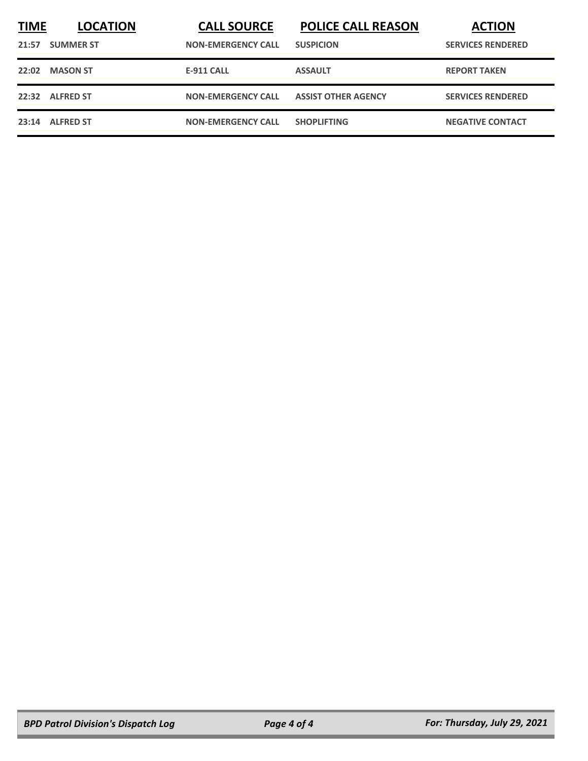| TIME | LOCATION | CALL SOURCE | POLICE CALL REASON | ACTION |
|---|---|---|---|---|
| 21:57 | SUMMER ST | NON-EMERGENCY CALL | SUSPICION | SERVICES RENDERED |
| 22:02 | MASON ST | E-911 CALL | ASSAULT | REPORT TAKEN |
| 22:32 | ALFRED ST | NON-EMERGENCY CALL | ASSIST OTHER AGENCY | SERVICES RENDERED |
| 23:14 | ALFRED ST | NON-EMERGENCY CALL | SHOPLIFTING | NEGATIVE CONTACT |